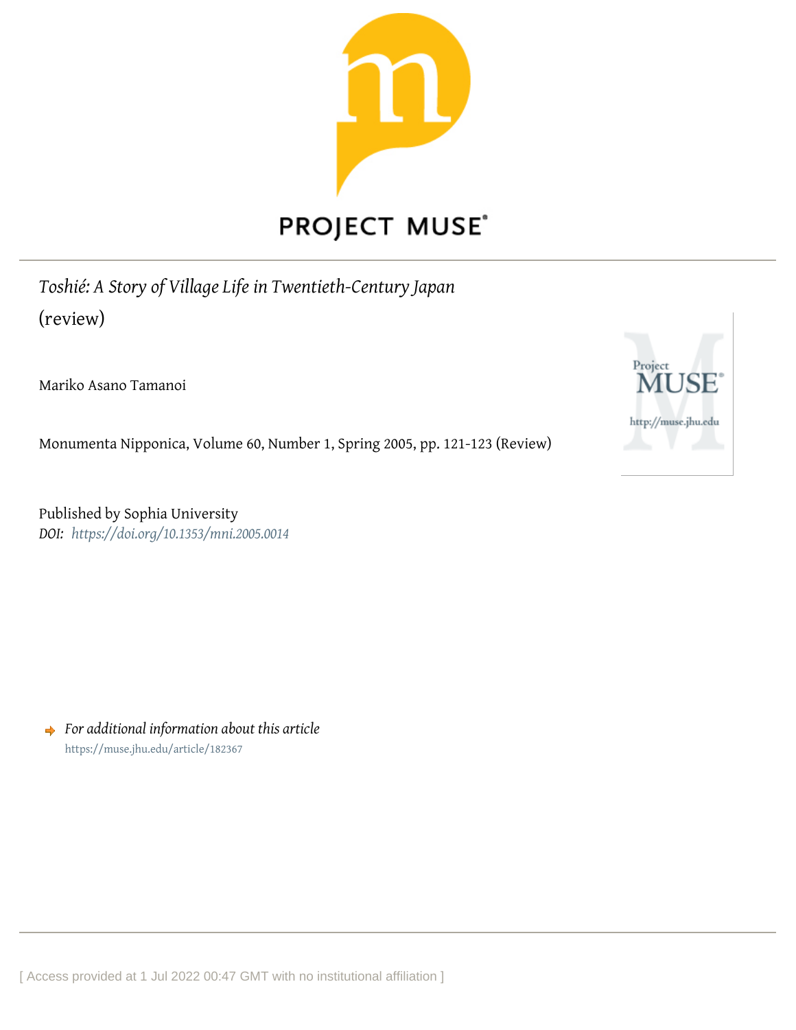PROJECT MUSE

*Toshié: A Story of Village Life in Twentieth-Century Japan* (review)

Mariko Asano Tamanoi

Monumenta Nipponica, Volume 60, Number 1, Spring 2005, pp. 121-123 (Review)

Published by Sophia University
*DOI:* *https://doi.org/10.1353/mni.2005.0014*

*For additional information about this article*
https://muse.jhu.edu/article/182367

[ Access provided at 1 Jul 2022 00:47 GMT with no institutional affiliation ]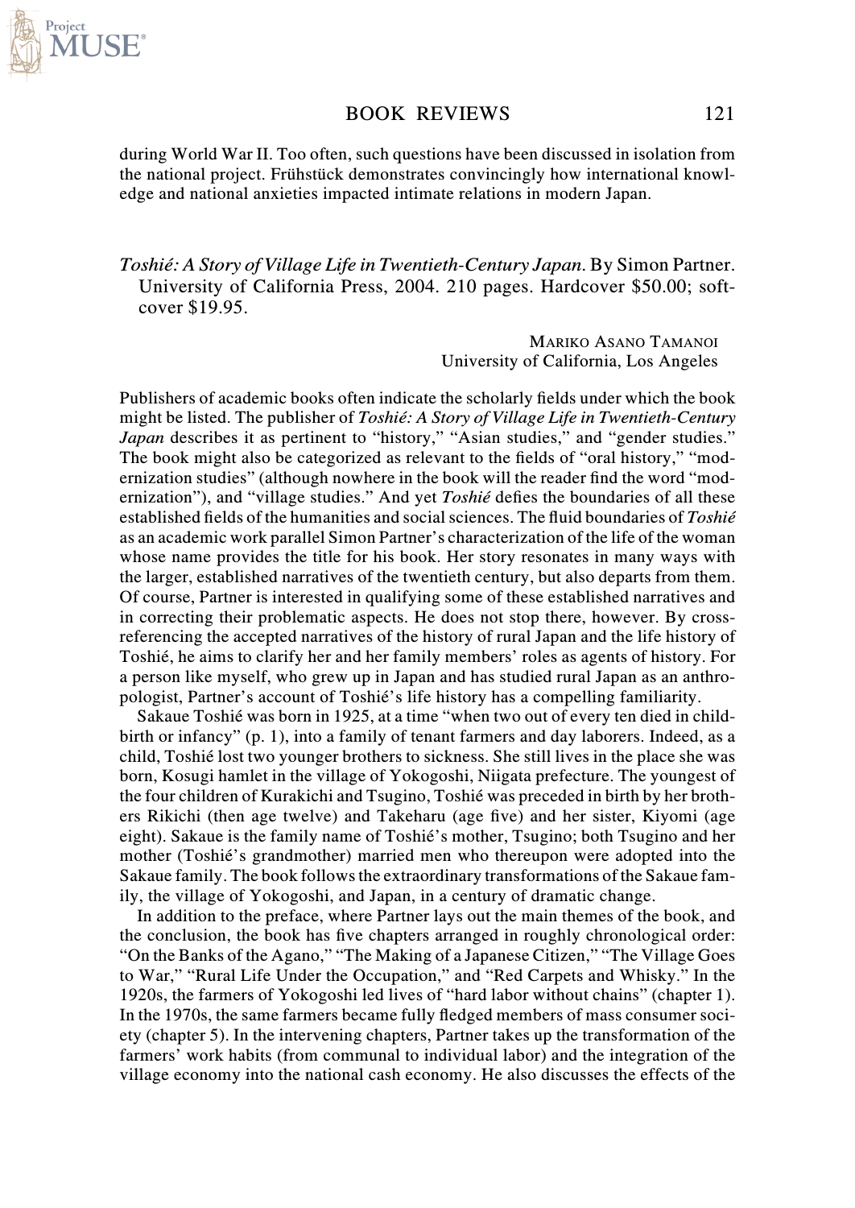during World War II. Too often, such questions have been discussed in isolation from the national project. Frühstück demonstrates convincingly how international knowledge and national anxieties impacted intimate relations in modern Japan.

*Toshié: A Story of Village Life in Twentieth-Century Japan*. By Simon Partner. University of California Press, 2004. 210 pages. Hardcover $50.00; softcover $19.95.

Mariko Asano Tamanoi
University of California, Los Angeles

Publishers of academic books often indicate the scholarly fields under which the book might be listed. The publisher of *Toshié: A Story of Village Life in Twentieth-Century Japan* describes it as pertinent to "history," "Asian studies," and "gender studies." The book might also be categorized as relevant to the fields of "oral history," "modernization studies" (although nowhere in the book will the reader find the word "modernization"), and "village studies." And yet *Toshié* defies the boundaries of all these established fields of the humanities and social sciences. The fluid boundaries of *Toshié* as an academic work parallel Simon Partner's characterization of the life of the woman whose name provides the title for his book. Her story resonates in many ways with the larger, established narratives of the twentieth century, but also departs from them. Of course, Partner is interested in qualifying some of these established narratives and in correcting their problematic aspects. He does not stop there, however. By cross-referencing the accepted narratives of the history of rural Japan and the life history of Toshié, he aims to clarify her and her family members' roles as agents of history. For a person like myself, who grew up in Japan and has studied rural Japan as an anthropologist, Partner's account of Toshié's life history has a compelling familiarity.

Sakaue Toshié was born in 1925, at a time "when two out of every ten died in childbirth or infancy" (p. 1), into a family of tenant farmers and day laborers. Indeed, as a child, Toshié lost two younger brothers to sickness. She still lives in the place she was born, Kosugi hamlet in the village of Yokogoshi, Niigata prefecture. The youngest of the four children of Kurakichi and Tsugino, Toshié was preceded in birth by her brothers Rikichi (then age twelve) and Takeharu (age five) and her sister, Kiyomi (age eight). Sakaue is the family name of Toshié's mother, Tsugino; both Tsugino and her mother (Toshié's grandmother) married men who thereupon were adopted into the Sakaue family. The book follows the extraordinary transformations of the Sakaue family, the village of Yokogoshi, and Japan, in a century of dramatic change.

In addition to the preface, where Partner lays out the main themes of the book, and the conclusion, the book has five chapters arranged in roughly chronological order: "On the Banks of the Agano," "The Making of a Japanese Citizen," "The Village Goes to War," "Rural Life Under the Occupation," and "Red Carpets and Whisky." In the 1920s, the farmers of Yokogoshi led lives of "hard labor without chains" (chapter 1). In the 1970s, the same farmers became fully fledged members of mass consumer society (chapter 5). In the intervening chapters, Partner takes up the transformation of the farmers' work habits (from communal to individual labor) and the integration of the village economy into the national cash economy. He also discusses the effects of the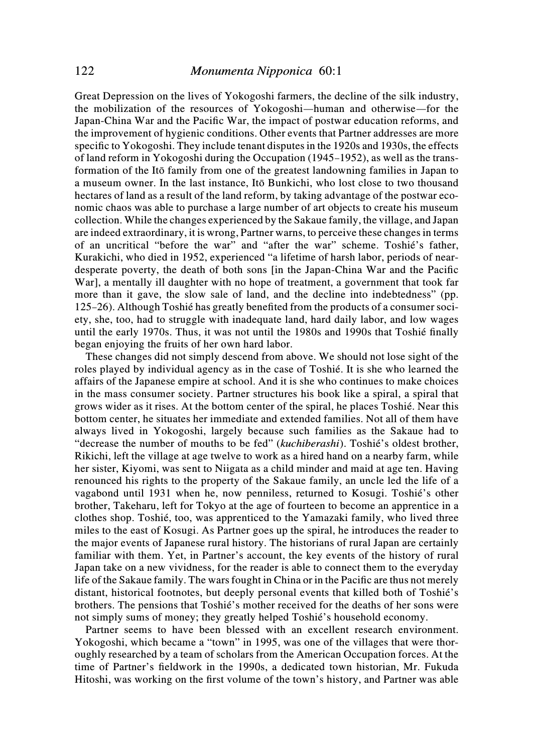Great Depression on the lives of Yokogoshi farmers, the decline of the silk industry, the mobilization of the resources of Yokogoshi—human and otherwise—for the Japan-China War and the Pacific War, the impact of postwar education reforms, and the improvement of hygienic conditions. Other events that Partner addresses are more specific to Yokogoshi. They include tenant disputes in the 1920s and 1930s, the effects of land reform in Yokogoshi during the Occupation (1945–1952), as well as the transformation of the Itō family from one of the greatest landowning families in Japan to a museum owner. In the last instance, Itō Bunkichi, who lost close to two thousand hectares of land as a result of the land reform, by taking advantage of the postwar economic chaos was able to purchase a large number of art objects to create his museum collection. While the changes experienced by the Sakaue family, the village, and Japan are indeed extraordinary, it is wrong, Partner warns, to perceive these changes in terms of an uncritical "before the war" and "after the war" scheme. Toshié's father, Kurakichi, who died in 1952, experienced "a lifetime of harsh labor, periods of near-desperate poverty, the death of both sons [in the Japan-China War and the Pacific War], a mentally ill daughter with no hope of treatment, a government that took far more than it gave, the slow sale of land, and the decline into indebtedness" (pp. 125–26). Although Toshié has greatly benefited from the products of a consumer society, she, too, had to struggle with inadequate land, hard daily labor, and low wages until the early 1970s. Thus, it was not until the 1980s and 1990s that Toshié finally began enjoying the fruits of her own hard labor.

These changes did not simply descend from above. We should not lose sight of the roles played by individual agency as in the case of Toshié. It is she who learned the affairs of the Japanese empire at school. And it is she who continues to make choices in the mass consumer society. Partner structures his book like a spiral, a spiral that grows wider as it rises. At the bottom center of the spiral, he places Toshié. Near this bottom center, he situates her immediate and extended families. Not all of them have always lived in Yokogoshi, largely because such families as the Sakaue had to "decrease the number of mouths to be fed" (*kuchiberashi*). Toshié's oldest brother, Rikichi, left the village at age twelve to work as a hired hand on a nearby farm, while her sister, Kiyomi, was sent to Niigata as a child minder and maid at age ten. Having renounced his rights to the property of the Sakaue family, an uncle led the life of a vagabond until 1931 when he, now penniless, returned to Kosugi. Toshié's other brother, Takeharu, left for Tokyo at the age of fourteen to become an apprentice in a clothes shop. Toshié, too, was apprenticed to the Yamazaki family, who lived three miles to the east of Kosugi. As Partner goes up the spiral, he introduces the reader to the major events of Japanese rural history. The historians of rural Japan are certainly familiar with them. Yet, in Partner's account, the key events of the history of rural Japan take on a new vividness, for the reader is able to connect them to the everyday life of the Sakaue family. The wars fought in China or in the Pacific are thus not merely distant, historical footnotes, but deeply personal events that killed both of Toshié's brothers. The pensions that Toshié's mother received for the deaths of her sons were not simply sums of money; they greatly helped Toshié's household economy.

Partner seems to have been blessed with an excellent research environment. Yokogoshi, which became a "town" in 1995, was one of the villages that were thoroughly researched by a team of scholars from the American Occupation forces. At the time of Partner's fieldwork in the 1990s, a dedicated town historian, Mr. Fukuda Hitoshi, was working on the first volume of the town's history, and Partner was able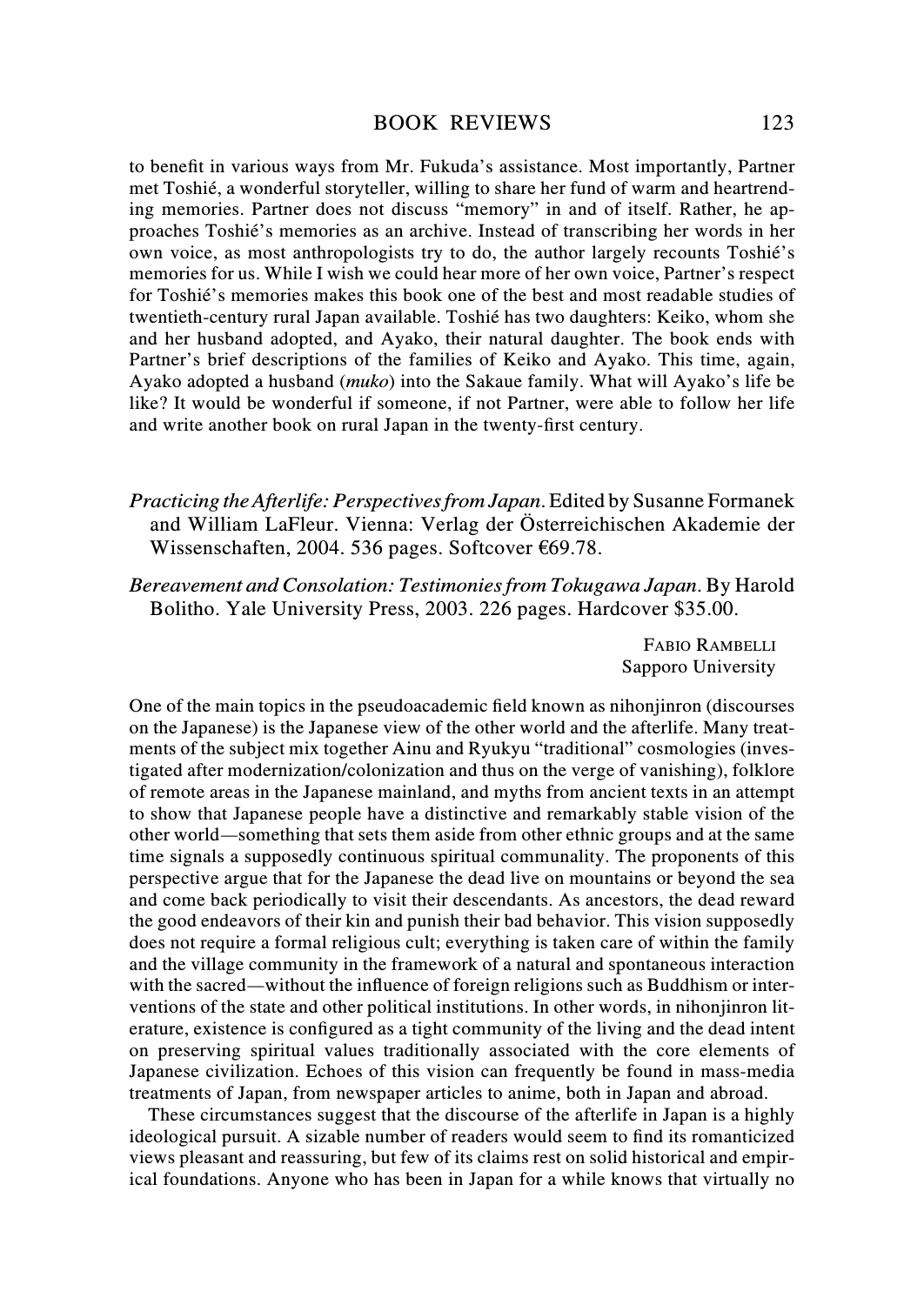to benefit in various ways from Mr. Fukuda's assistance. Most importantly, Partner met Toshié, a wonderful storyteller, willing to share her fund of warm and heartrending memories. Partner does not discuss "memory" in and of itself. Rather, he approaches Toshié's memories as an archive. Instead of transcribing her words in her own voice, as most anthropologists try to do, the author largely recounts Toshié's memories for us. While I wish we could hear more of her own voice, Partner's respect for Toshié's memories makes this book one of the best and most readable studies of twentieth-century rural Japan available. Toshié has two daughters: Keiko, whom she and her husband adopted, and Ayako, their natural daughter. The book ends with Partner's brief descriptions of the families of Keiko and Ayako. This time, again, Ayako adopted a husband (*muko*) into the Sakaue family. What will Ayako's life be like? It would be wonderful if someone, if not Partner, were able to follow her life and write another book on rural Japan in the twenty-first century.

*Practicing the Afterlife: Perspectives from Japan*. Edited by Susanne Formanek and William LaFleur. Vienna: Verlag der Österreichischen Akademie der Wissenschaften, 2004. 536 pages. Softcover €69.78.

*Bereavement and Consolation: Testimonies from Tokugawa Japan*. By Harold Bolitho. Yale University Press, 2003. 226 pages. Hardcover $35.00.

FABIO RAMBELLI
Sapporo University

One of the main topics in the pseudoacademic field known as nihonjinron (discourses on the Japanese) is the Japanese view of the other world and the afterlife. Many treatments of the subject mix together Ainu and Ryukyu "traditional" cosmologies (investigated after modernization/colonization and thus on the verge of vanishing), folklore of remote areas in the Japanese mainland, and myths from ancient texts in an attempt to show that Japanese people have a distinctive and remarkably stable vision of the other world—something that sets them aside from other ethnic groups and at the same time signals a supposedly continuous spiritual communality. The proponents of this perspective argue that for the Japanese the dead live on mountains or beyond the sea and come back periodically to visit their descendants. As ancestors, the dead reward the good endeavors of their kin and punish their bad behavior. This vision supposedly does not require a formal religious cult; everything is taken care of within the family and the village community in the framework of a natural and spontaneous interaction with the sacred—without the influence of foreign religions such as Buddhism or interventions of the state and other political institutions. In other words, in nihonjinron literature, existence is configured as a tight community of the living and the dead intent on preserving spiritual values traditionally associated with the core elements of Japanese civilization. Echoes of this vision can frequently be found in mass-media treatments of Japan, from newspaper articles to anime, both in Japan and abroad.

These circumstances suggest that the discourse of the afterlife in Japan is a highly ideological pursuit. A sizable number of readers would seem to find its romanticized views pleasant and reassuring, but few of its claims rest on solid historical and empirical foundations. Anyone who has been in Japan for a while knows that virtually no